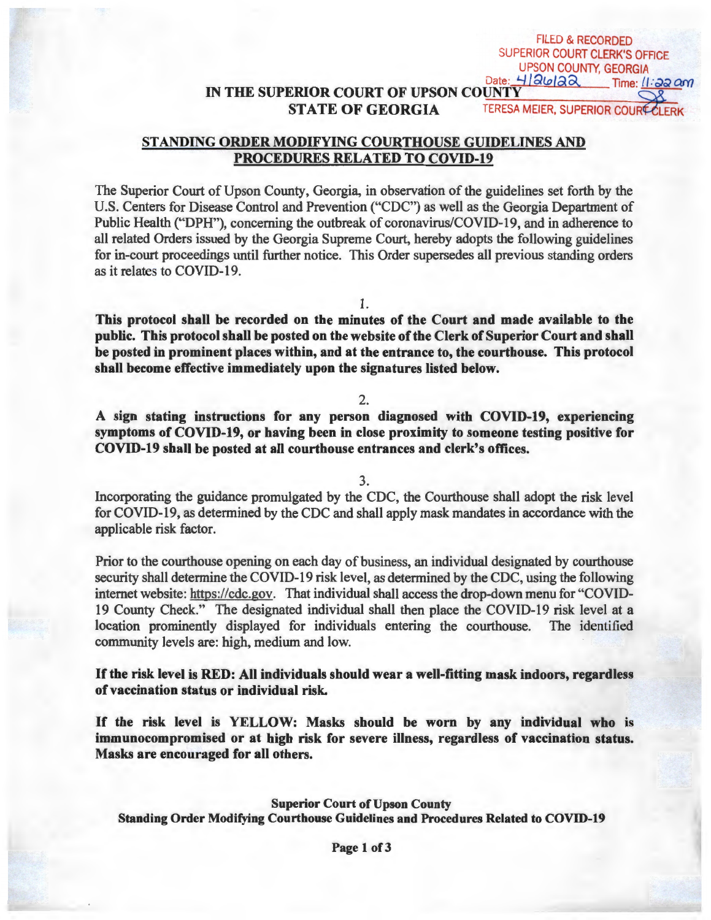FILED & RECORDED
SUPERIOR COURT CLERK'S OFFICE
UPSON COUNTY, GEORGIA
Date: 4/26/22 Time: 11:22 am
TERESA MEIER, SUPERIOR COURT CLERK

**IN THE SUPERIOR COURT OF UPSON COUNTY**
**STATE OF GEORGIA**

## STANDING ORDER MODIFYING COURTHOUSE GUIDELINES AND PROCEDURES RELATED TO COVID-19

The Superior Court of Upson County, Georgia, in observation of the guidelines set forth by the U.S. Centers for Disease Control and Prevention ("CDC") as well as the Georgia Department of Public Health ("DPH"), concerning the outbreak of coronavirus/COVID-19, and in adherence to all related Orders issued by the Georgia Supreme Court, hereby adopts the following guidelines for in-court proceedings until further notice. This Order supersedes all previous standing orders as it relates to COVID-19.

1.

**This protocol shall be recorded on the minutes of the Court and made available to the public. This protocol shall be posted on the website of the Clerk of Superior Court and shall be posted in prominent places within, and at the entrance to, the courthouse. This protocol shall become effective immediately upon the signatures listed below.**

2.

**A sign stating instructions for any person diagnosed with COVID-19, experiencing symptoms of COVID-19, or having been in close proximity to someone testing positive for COVID-19 shall be posted at all courthouse entrances and clerk's offices.**

3.

Incorporating the guidance promulgated by the CDC, the Courthouse shall adopt the risk level for COVID-19, as determined by the CDC and shall apply mask mandates in accordance with the applicable risk factor.

Prior to the courthouse opening on each day of business, an individual designated by courthouse security shall determine the COVID-19 risk level, as determined by the CDC, using the following internet website: https://cdc.gov. That individual shall access the drop-down menu for "COVID-19 County Check." The designated individual shall then place the COVID-19 risk level at a location prominently displayed for individuals entering the courthouse. The identified community levels are: high, medium and low.

**If the risk level is RED: All individuals should wear a well-fitting mask indoors, regardless of vaccination status or individual risk.**

**If the risk level is YELLOW: Masks should be worn by any individual who is immunocompromised or at high risk for severe illness, regardless of vaccination status. Masks are encouraged for all others.**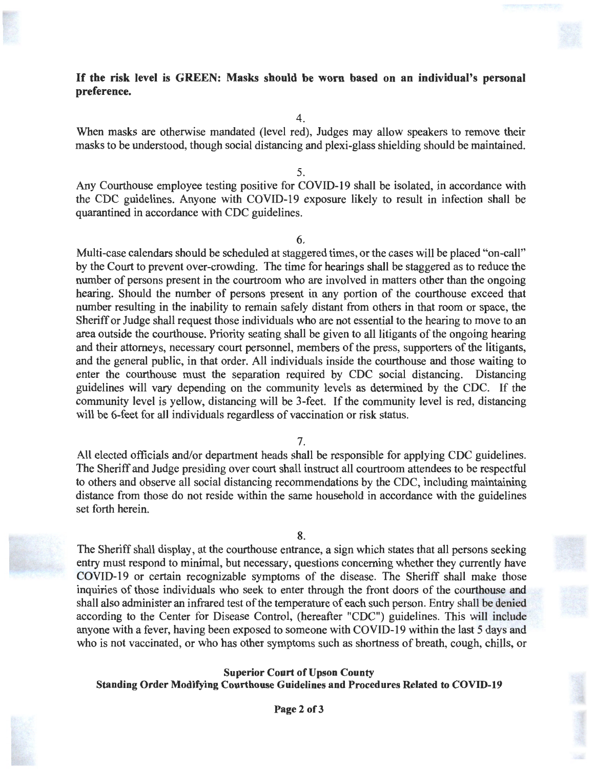**If the risk level is GREEN: Masks should be worn based on an individual's personal preference.**

4.

When masks are otherwise mandated (level red), Judges may allow speakers to remove their masks to be understood, though social distancing and plexi-glass shielding should be maintained.

5.

Any Courthouse employee testing positive for COVID-19 shall be isolated, in accordance with the CDC guidelines. Anyone with COVID-19 exposure likely to result in infection shall be quarantined in accordance with CDC guidelines.

6.

Multi-case calendars should be scheduled at staggered times, or the cases will be placed "on-call" by the Court to prevent over-crowding. The time for hearings shall be staggered as to reduce the number of persons present in the courtroom who are involved in matters other than the ongoing hearing. Should the number of persons present in any portion of the courthouse exceed that number resulting in the inability to remain safely distant from others in that room or space, the Sheriff or Judge shall request those individuals who are not essential to the hearing to move to an area outside the courthouse. Priority seating shall be given to all litigants of the ongoing hearing and their attorneys, necessary court personnel, members of the press, supporters of the litigants, and the general public, in that order. All individuals inside the courthouse and those waiting to enter the courthouse must the separation required by CDC social distancing. Distancing guidelines will vary depending on the community levels as determined by the CDC. If the community level is yellow, distancing will be 3-feet. If the community level is red, distancing will be 6-feet for all individuals regardless of vaccination or risk status.

7.

All elected officials and/or department heads shall be responsible for applying CDC guidelines. The Sheriff and Judge presiding over court shall instruct all courtroom attendees to be respectful to others and observe all social distancing recommendations by the CDC, including maintaining distance from those do not reside within the same household in accordance with the guidelines set forth herein.

8.

The Sheriff shall display, at the courthouse entrance, a sign which states that all persons seeking entry must respond to minimal, but necessary, questions concerning whether they currently have COVID-19 or certain recognizable symptoms of the disease. The Sheriff shall make those inquiries of those individuals who seek to enter through the front doors of the courthouse and shall also administer an infrared test of the temperature of each such person. Entry shall be denied according to the Center for Disease Control, (hereafter "CDC") guidelines. This will include anyone with a fever, having been exposed to someone with COVID-19 within the last 5 days and who is not vaccinated, or who has other symptoms such as shortness of breath, cough, chills, or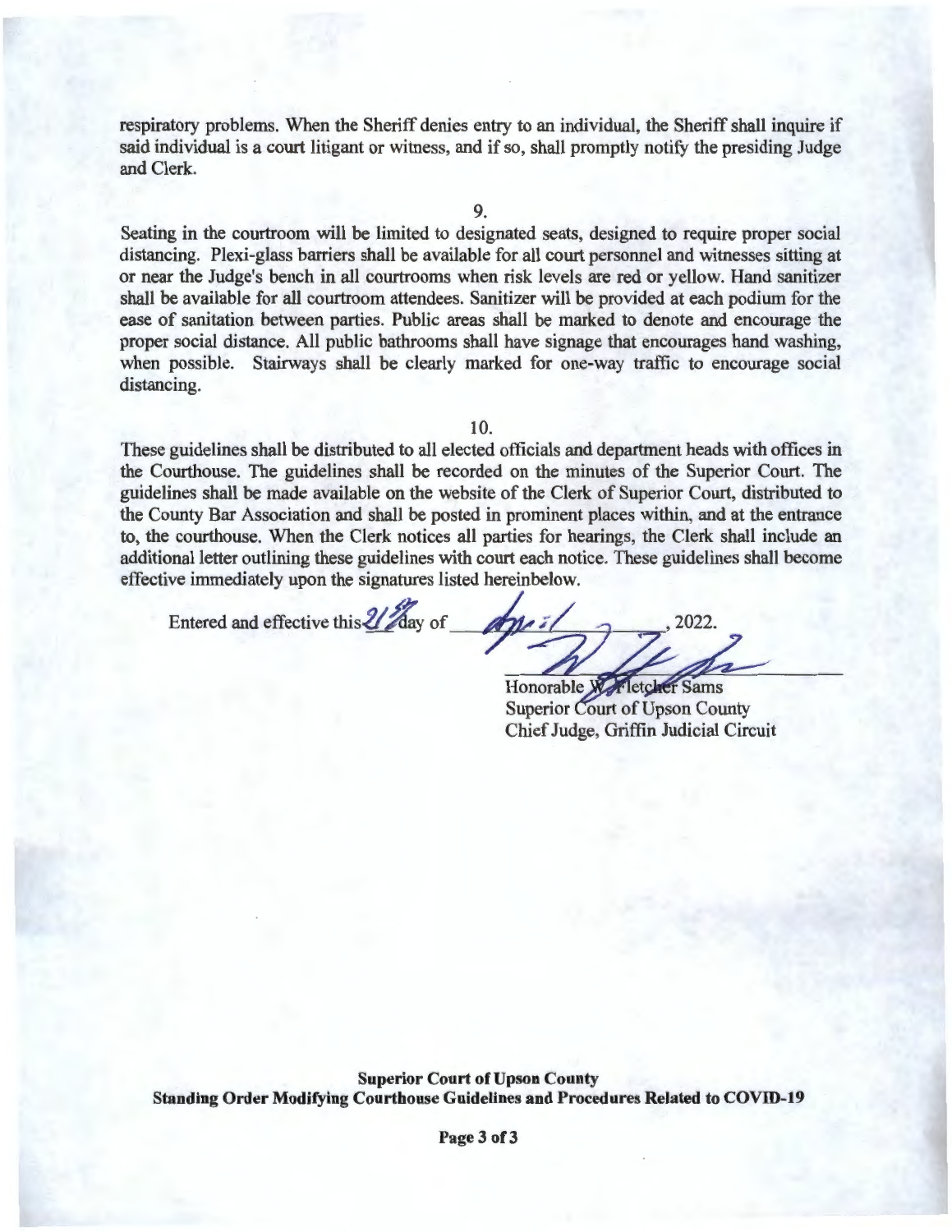respiratory problems. When the Sheriff denies entry to an individual, the Sheriff shall inquire if said individual is a court litigant or witness, and if so, shall promptly notify the presiding Judge and Clerk.

9.

Seating in the courtroom will be limited to designated seats, designed to require proper social distancing. Plexi-glass barriers shall be available for all court personnel and witnesses sitting at or near the Judge's bench in all courtrooms when risk levels are red or yellow. Hand sanitizer shall be available for all courtroom attendees. Sanitizer will be provided at each podium for the ease of sanitation between parties. Public areas shall be marked to denote and encourage the proper social distance. All public bathrooms shall have signage that encourages hand washing, when possible. Stairways shall be clearly marked for one-way traffic to encourage social distancing.

10.

These guidelines shall be distributed to all elected officials and department heads with offices in the Courthouse. The guidelines shall be recorded on the minutes of the Superior Court. The guidelines shall be made available on the website of the Clerk of Superior Court, distributed to the County Bar Association and shall be posted in prominent places within, and at the entrance to, the courthouse. When the Clerk notices all parties for hearings, the Clerk shall include an additional letter outlining these guidelines with court each notice. These guidelines shall become effective immediately upon the signatures listed hereinbelow.

Entered and effective this 21st day of April, 2022.

Honorable W. Fletcher Sams
Superior Court of Upson County
Chief Judge, Griffin Judicial Circuit

**Superior Court of Upson County**
**Standing Order Modifying Courthouse Guidelines and Procedures Related to COVID-19**